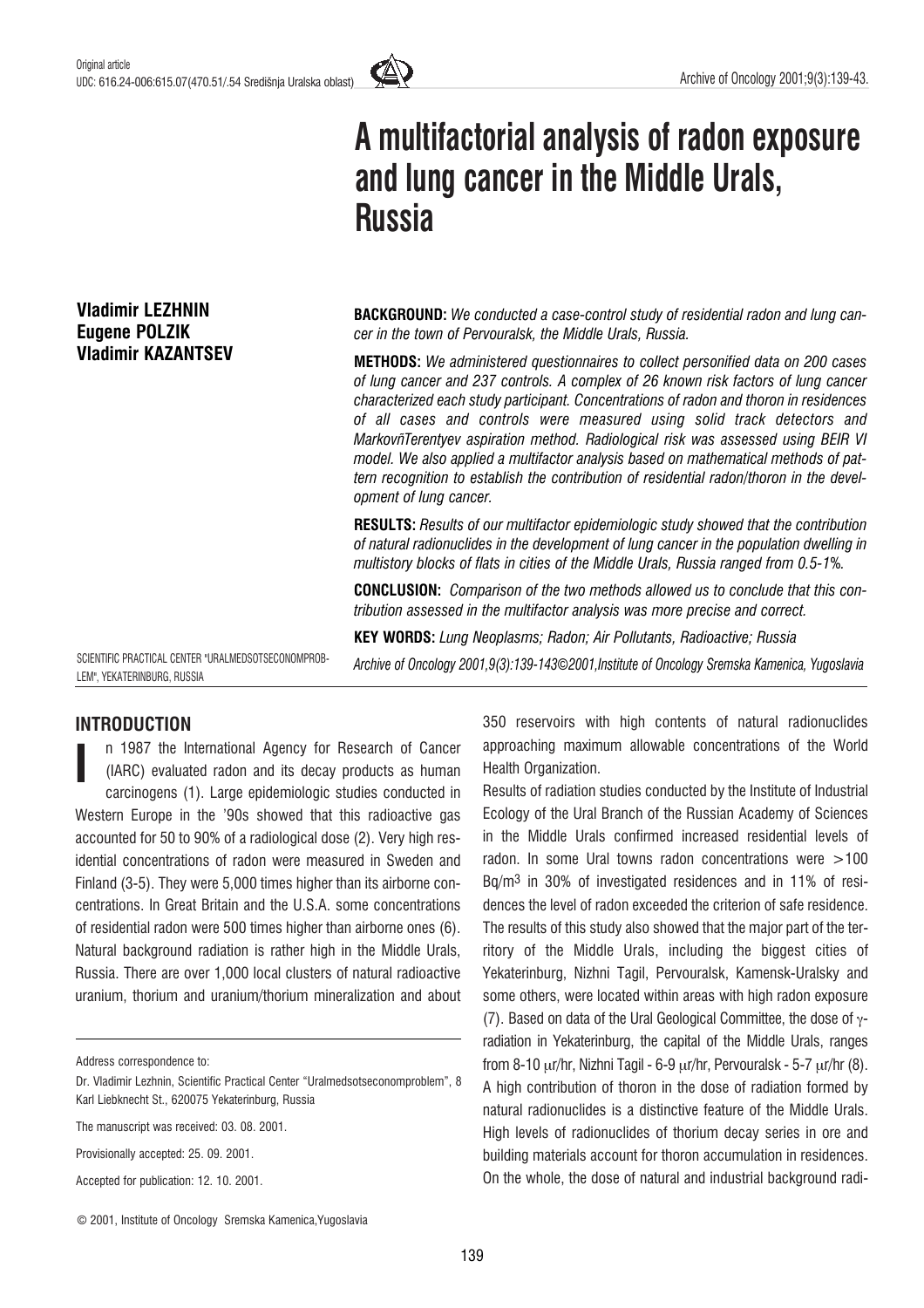Original article

UDC: 616.24-006:615.07(470.51/.54 Središnja Uralska oblast)

# A multifactorial analysis of radon exposure and lung cancer in the Middle Urals, Russia

**Vladimir LEZHNIN**
**Eugene POLZIK**
**Vladimir KAZANTSEV**

SCIENTIFIC PRACTICAL CENTER "URALMEDSOTSECONOMPROBLEM", YEKATERINBURG, RUSSIA

**BACKGROUND:** *We conducted a case-control study of residential radon and lung cancer in the town of Pervouralsk, the Middle Urals, Russia.*

**METHODS:** *We administered questionnaires to collect personified data on 200 cases of lung cancer and 237 controls. A complex of 26 known risk factors of lung cancer characterized each study participant. Concentrations of radon and thoron in residences of all cases and controls were measured using solid track detectors and MarkovñTerentyev aspiration method. Radiological risk was assessed using BEIR VI model. We also applied a multifactor analysis based on mathematical methods of pattern recognition to establish the contribution of residential radon/thoron in the development of lung cancer.*

**RESULTS:** *Results of our multifactor epidemiologic study showed that the contribution of natural radionuclides in the development of lung cancer in the population dwelling in multistory blocks of flats in cities of the Middle Urals, Russia ranged from 0.5-1%.*

**CONCLUSION:** *Comparison of the two methods allowed us to conclude that this contribution assessed in the multifactor analysis was more precise and correct.*

**KEY WORDS:** *Lung Neoplasms; Radon; Air Pollutants, Radioactive; Russia*

*Archive of Oncology 2001,9(3):139-143©2001,Institute of Oncology Sremska Kamenica, Yugoslavia*

## INTRODUCTION

In 1987 the International Agency for Research of Cancer (IARC) evaluated radon and its decay products as human carcinogens (1). Large epidemiologic studies conducted in Western Europe in the '90s showed that this radioactive gas accounted for 50 to 90% of a radiological dose (2). Very high residential concentrations of radon were measured in Sweden and Finland (3-5). They were 5,000 times higher than its airborne concentrations. In Great Britain and the U.S.A. some concentrations of residential radon were 500 times higher than airborne ones (6). Natural background radiation is rather high in the Middle Urals, Russia. There are over 1,000 local clusters of natural radioactive uranium, thorium and uranium/thorium mineralization and about 350 reservoirs with high contents of natural radionuclides approaching maximum allowable concentrations of the World Health Organization.

Results of radiation studies conducted by the Institute of Industrial Ecology of the Ural Branch of the Russian Academy of Sciences in the Middle Urals confirmed increased residential levels of radon. In some Ural towns radon concentrations were >100 Bq/m$^3$ in 30% of investigated residences and in 11% of residences the level of radon exceeded the criterion of safe residence. The results of this study also showed that the major part of the territory of the Middle Urals, including the biggest cities of Yekaterinburg, Nizhni Tagil, Pervouralsk, Kamensk-Uralsky and some others, were located within areas with high radon exposure (7). Based on data of the Ural Geological Committee, the dose of $\gamma$-radiation in Yekaterinburg, the capital of the Middle Urals, ranges from 8-10 $\mu$r/hr, Nizhni Tagil - 6-9 $\mu$r/hr, Pervouralsk - 5-7 $\mu$r/hr (8). A high contribution of thoron in the dose of radiation formed by natural radionuclides is a distinctive feature of the Middle Urals. High levels of radionuclides of thorium decay series in ore and building materials account for thoron accumulation in residences. On the whole, the dose of natural and industrial background radi-

Address correspondence to:

Dr. Vladimir Lezhnin, Scientific Practical Center "Uralmedsotseconomproblem", 8 Karl Liebknecht St., 620075 Yekaterinburg, Russia

The manuscript was received: 03. 08. 2001.

Provisionally accepted: 25. 09. 2001.

Accepted for publication: 12. 10. 2001.

© 2001, Institute of Oncology Sremska Kamenica,Yugoslavia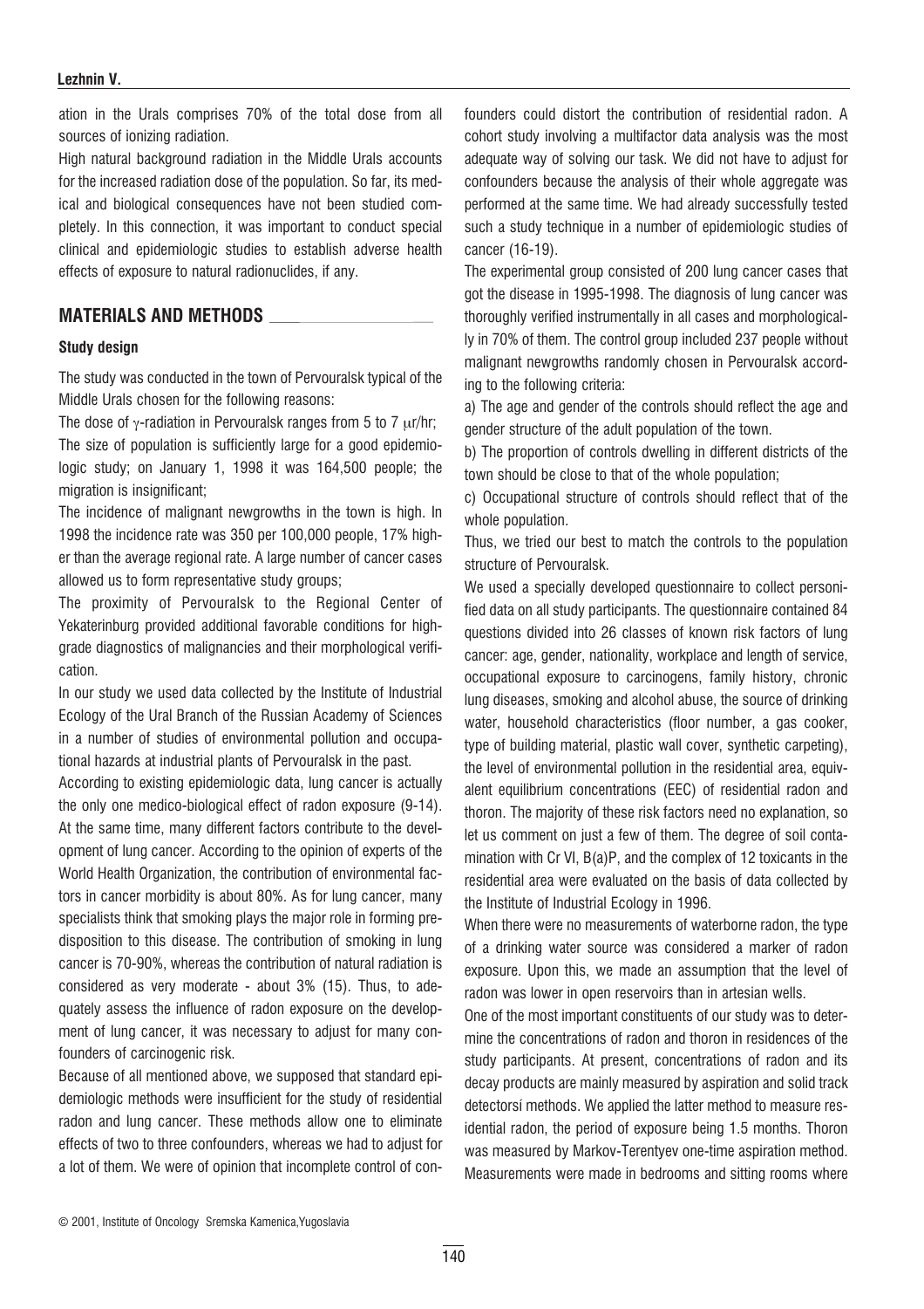ation in the Urals comprises 70% of the total dose from all sources of ionizing radiation.

High natural background radiation in the Middle Urals accounts for the increased radiation dose of the population. So far, its medical and biological consequences have not been studied completely. In this connection, it was important to conduct special clinical and epidemiologic studies to establish adverse health effects of exposure to natural radionuclides, if any.

## MATERIALS AND METHODS

### Study design

The study was conducted in the town of Pervouralsk typical of the Middle Urals chosen for the following reasons:

The dose of $\gamma$-radiation in Pervouralsk ranges from 5 to 7 $\mu$r/hr;

The size of population is sufficiently large for a good epidemiologic study; on January 1, 1998 it was 164,500 people; the migration is insignificant;

The incidence of malignant newgrowths in the town is high. In 1998 the incidence rate was 350 per 100,000 people, 17% higher than the average regional rate. A large number of cancer cases allowed us to form representative study groups;

The proximity of Pervouralsk to the Regional Center of Yekaterinburg provided additional favorable conditions for high-grade diagnostics of malignancies and their morphological verification.

In our study we used data collected by the Institute of Industrial Ecology of the Ural Branch of the Russian Academy of Sciences in a number of studies of environmental pollution and occupational hazards at industrial plants of Pervouralsk in the past.

According to existing epidemiologic data, lung cancer is actually the only one medico-biological effect of radon exposure (9-14). At the same time, many different factors contribute to the development of lung cancer. According to the opinion of experts of the World Health Organization, the contribution of environmental factors in cancer morbidity is about 80%. As for lung cancer, many specialists think that smoking plays the major role in forming predisposition to this disease. The contribution of smoking in lung cancer is 70-90%, whereas the contribution of natural radiation is considered as very moderate - about 3% (15). Thus, to adequately assess the influence of radon exposure on the development of lung cancer, it was necessary to adjust for many confounders of carcinogenic risk.

Because of all mentioned above, we supposed that standard epidemiologic methods were insufficient for the study of residential radon and lung cancer. These methods allow one to eliminate effects of two to three confounders, whereas we had to adjust for a lot of them. We were of opinion that incomplete control of confounders could distort the contribution of residential radon. A cohort study involving a multifactor data analysis was the most adequate way of solving our task. We did not have to adjust for confounders because the analysis of their whole aggregate was performed at the same time. We had already successfully tested such a study technique in a number of epidemiologic studies of cancer (16-19).

The experimental group consisted of 200 lung cancer cases that got the disease in 1995-1998. The diagnosis of lung cancer was thoroughly verified instrumentally in all cases and morphologically in 70% of them. The control group included 237 people without malignant newgrowths randomly chosen in Pervouralsk according to the following criteria:

a) The age and gender of the controls should reflect the age and gender structure of the adult population of the town.

b) The proportion of controls dwelling in different districts of the town should be close to that of the whole population;

c) Occupational structure of controls should reflect that of the whole population.

Thus, we tried our best to match the controls to the population structure of Pervouralsk.

We used a specially developed questionnaire to collect personified data on all study participants. The questionnaire contained 84 questions divided into 26 classes of known risk factors of lung cancer: age, gender, nationality, workplace and length of service, occupational exposure to carcinogens, family history, chronic lung diseases, smoking and alcohol abuse, the source of drinking water, household characteristics (floor number, a gas cooker, type of building material, plastic wall cover, synthetic carpeting), the level of environmental pollution in the residential area, equivalent equilibrium concentrations (EEC) of residential radon and thoron. The majority of these risk factors need no explanation, so let us comment on just a few of them. The degree of soil contamination with Cr VI, B(a)P, and the complex of 12 toxicants in the residential area were evaluated on the basis of data collected by the Institute of Industrial Ecology in 1996.

When there were no measurements of waterborne radon, the type of a drinking water source was considered a marker of radon exposure. Upon this, we made an assumption that the level of radon was lower in open reservoirs than in artesian wells.

One of the most important constituents of our study was to determine the concentrations of radon and thoron in residences of the study participants. At present, concentrations of radon and its decay products are mainly measured by aspiration and solid track detectorsí methods. We applied the latter method to measure residential radon, the period of exposure being 1.5 months. Thoron was measured by Markov-Terentyev one-time aspiration method. Measurements were made in bedrooms and sitting rooms where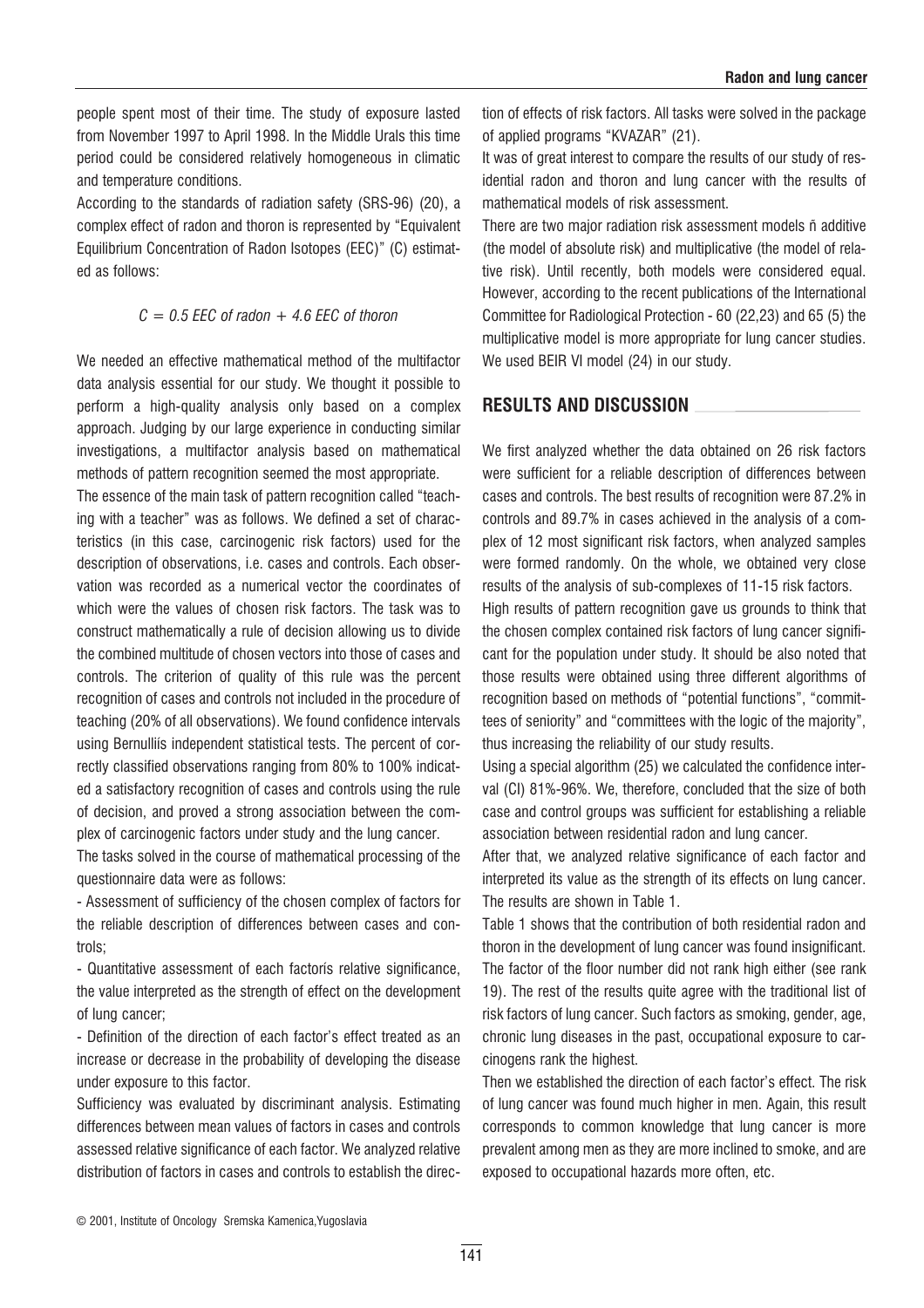people spent most of their time. The study of exposure lasted from November 1997 to April 1998. In the Middle Urals this time period could be considered relatively homogeneous in climatic and temperature conditions.

According to the standards of radiation safety (SRS-96) (20), a complex effect of radon and thoron is represented by "Equivalent Equilibrium Concentration of Radon Isotopes (EEC)" (C) estimated as follows:

$$C = 0.5 \text{ EEC of radon} + 4.6 \text{ EEC of thoron}$$

We needed an effective mathematical method of the multifactor data analysis essential for our study. We thought it possible to perform a high-quality analysis only based on a complex approach. Judging by our large experience in conducting similar investigations, a multifactor analysis based on mathematical methods of pattern recognition seemed the most appropriate.

The essence of the main task of pattern recognition called "teaching with a teacher" was as follows. We defined a set of characteristics (in this case, carcinogenic risk factors) used for the description of observations, i.e. cases and controls. Each observation was recorded as a numerical vector the coordinates of which were the values of chosen risk factors. The task was to construct mathematically a rule of decision allowing us to divide the combined multitude of chosen vectors into those of cases and controls. The criterion of quality of this rule was the percent recognition of cases and controls not included in the procedure of teaching (20% of all observations). We found confidence intervals using Bernulliís independent statistical tests. The percent of correctly classified observations ranging from 80% to 100% indicated a satisfactory recognition of cases and controls using the rule of decision, and proved a strong association between the complex of carcinogenic factors under study and the lung cancer.

The tasks solved in the course of mathematical processing of the questionnaire data were as follows:

- Assessment of sufficiency of the chosen complex of factors for the reliable description of differences between cases and controls;
- Quantitative assessment of each factorís relative significance, the value interpreted as the strength of effect on the development of lung cancer;
- Definition of the direction of each factor's effect treated as an increase or decrease in the probability of developing the disease under exposure to this factor.

Sufficiency was evaluated by discriminant analysis. Estimating differences between mean values of factors in cases and controls assessed relative significance of each factor. We analyzed relative distribution of factors in cases and controls to establish the direction of effects of risk factors. All tasks were solved in the package of applied programs "KVAZAR" (21).

It was of great interest to compare the results of our study of residential radon and thoron and lung cancer with the results of mathematical models of risk assessment.

There are two major radiation risk assessment models ñ additive (the model of absolute risk) and multiplicative (the model of relative risk). Until recently, both models were considered equal. However, according to the recent publications of the International Committee for Radiological Protection - 60 (22,23) and 65 (5) the multiplicative model is more appropriate for lung cancer studies. We used BEIR VI model (24) in our study.

## RESULTS AND DISCUSSION

We first analyzed whether the data obtained on 26 risk factors were sufficient for a reliable description of differences between cases and controls. The best results of recognition were 87.2% in controls and 89.7% in cases achieved in the analysis of a complex of 12 most significant risk factors, when analyzed samples were formed randomly. On the whole, we obtained very close results of the analysis of sub-complexes of 11-15 risk factors.

High results of pattern recognition gave us grounds to think that the chosen complex contained risk factors of lung cancer significant for the population under study. It should be also noted that those results were obtained using three different algorithms of recognition based on methods of "potential functions", "committees of seniority" and "committees with the logic of the majority", thus increasing the reliability of our study results.

Using a special algorithm (25) we calculated the confidence interval (CI) 81%-96%. We, therefore, concluded that the size of both case and control groups was sufficient for establishing a reliable association between residential radon and lung cancer.

After that, we analyzed relative significance of each factor and interpreted its value as the strength of its effects on lung cancer. The results are shown in Table 1.

Table 1 shows that the contribution of both residential radon and thoron in the development of lung cancer was found insignificant. The factor of the floor number did not rank high either (see rank 19). The rest of the results quite agree with the traditional list of risk factors of lung cancer. Such factors as smoking, gender, age, chronic lung diseases in the past, occupational exposure to carcinogens rank the highest.

Then we established the direction of each factor's effect. The risk of lung cancer was found much higher in men. Again, this result corresponds to common knowledge that lung cancer is more prevalent among men as they are more inclined to smoke, and are exposed to occupational hazards more often, etc.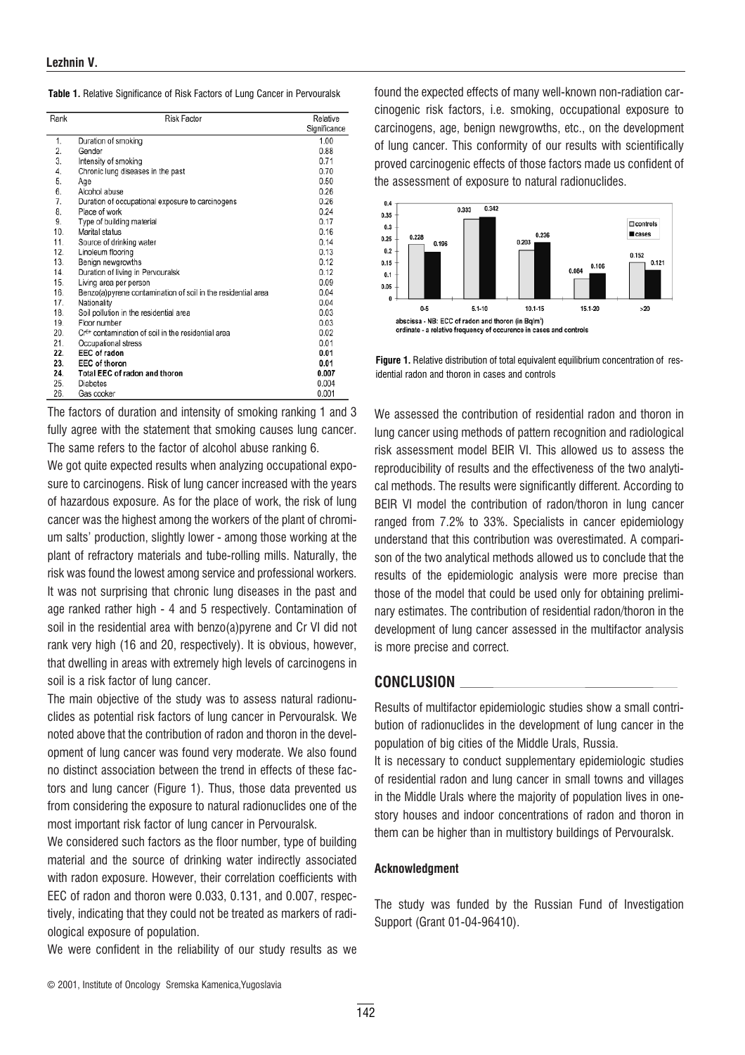**Table 1.** Relative Significance of Risk Factors of Lung Cancer in Pervouralsk

| Rank | Risk Factor | Relative Significance |
|---|---|---|
| 1. | Duration of smoking | 1.00 |
| 2. | Gender | 0.88 |
| 3. | Intensity of smoking | 0.71 |
| 4. | Chronic lung diseases in the past | 0.70 |
| 5. | Age | 0.50 |
| 6. | Alcohol abuse | 0.26 |
| 7. | Duration of occupational exposure to carcinogens | 0.26 |
| 8. | Place of work | 0.24 |
| 9. | Type of building material | 0.17 |
| 10. | Marital status | 0.16 |
| 11. | Source of drinking water | 0.14 |
| 12. | Linoleum flooring | 0.13 |
| 13. | Benign newgrowths | 0.12 |
| 14. | Duration of living in Pervouralsk | 0.12 |
| 15. | Living area per person | 0.09 |
| 16. | Benzo(a)pyrene contamination of soil in the residential area | 0.04 |
| 17. | Nationality | 0.04 |
| 18. | Soil pollution in the residential area | 0.03 |
| 19. | Floor number | 0.03 |
| 20. | $Cr^{6+}$ contamination of soil in the residential area | 0.02 |
| 21. | Occupational stress | 0.01 |
| **22.** | **EEC of radon** | **0.01** |
| **23.** | **EEC of thoron** | **0.01** |
| **24.** | **Total EEC of radon and thoron** | **0.007** |
| 25. | Diabetes | 0.004 |
| 26. | Gas cooker | 0.001 |

The factors of duration and intensity of smoking ranking 1 and 3 fully agree with the statement that smoking causes lung cancer. The same refers to the factor of alcohol abuse ranking 6.

We got quite expected results when analyzing occupational exposure to carcinogens. Risk of lung cancer increased with the years of hazardous exposure. As for the place of work, the risk of lung cancer was the highest among the workers of the plant of chromium salts' production, slightly lower - among those working at the plant of refractory materials and tube-rolling mills. Naturally, the risk was found the lowest among service and professional workers. It was not surprising that chronic lung diseases in the past and age ranked rather high - 4 and 5 respectively. Contamination of soil in the residential area with benzo(a)pyrene and Cr VI did not rank very high (16 and 20, respectively). It is obvious, however, that dwelling in areas with extremely high levels of carcinogens in soil is a risk factor of lung cancer.

The main objective of the study was to assess natural radionuclides as potential risk factors of lung cancer in Pervouralsk. We noted above that the contribution of radon and thoron in the development of lung cancer was found very moderate. We also found no distinct association between the trend in effects of these factors and lung cancer (Figure 1). Thus, those data prevented us from considering the exposure to natural radionuclides one of the most important risk factor of lung cancer in Pervouralsk.

We considered such factors as the floor number, type of building material and the source of drinking water indirectly associated with radon exposure. However, their correlation coefficients with EEC of radon and thoron were 0.033, 0.131, and 0.007, respectively, indicating that they could not be treated as markers of radiological exposure of population.

We were confident in the reliability of our study results as we found the expected effects of many well-known non-radiation carcinogenic risk factors, i.e. smoking, occupational exposure to carcinogens, age, benign newgrowths, etc., on the development of lung cancer. This conformity of our results with scientifically proved carcinogenic effects of those factors made us confident of the assessment of exposure to natural radionuclides.

| EEC (Bq/m³) | controls | cases |
|---|---|---|
| 0-5 | 0.228 | 0.196 |
| 5.1-10 | 0.333 | 0.342 |
| 10.1-15 | 0.203 | 0.236 |
| 15.1-20 | 0.084 | 0.106 |
| >20 | 0.152 | 0.121 |

abscissa - NB: ECC of radon and thoron (in Bq/m³)
ordinate - a relative frequency of occurence in cases and controls

**Figure 1.** Relative distribution of total equivalent equilibrium concentration of residential radon and thoron in cases and controls

We assessed the contribution of residential radon and thoron in lung cancer using methods of pattern recognition and radiological risk assessment model BEIR VI. This allowed us to assess the reproducibility of results and the effectiveness of the two analytical methods. The results were significantly different. According to BEIR VI model the contribution of radon/thoron in lung cancer ranged from 7.2% to 33%. Specialists in cancer epidemiology understand that this contribution was overestimated. A comparison of the two analytical methods allowed us to conclude that the results of the epidemiologic analysis were more precise than those of the model that could be used only for obtaining preliminary estimates. The contribution of residential radon/thoron in the development of lung cancer assessed in the multifactor analysis is more precise and correct.

## CONCLUSION

Results of multifactor epidemiologic studies show a small contribution of radionuclides in the development of lung cancer in the population of big cities of the Middle Urals, Russia.

It is necessary to conduct supplementary epidemiologic studies of residential radon and lung cancer in small towns and villages in the Middle Urals where the majority of population lives in one-story houses and indoor concentrations of radon and thoron in them can be higher than in multistory buildings of Pervouralsk.

### Acknowledgment

The study was funded by the Russian Fund of Investigation Support (Grant 01-04-96410).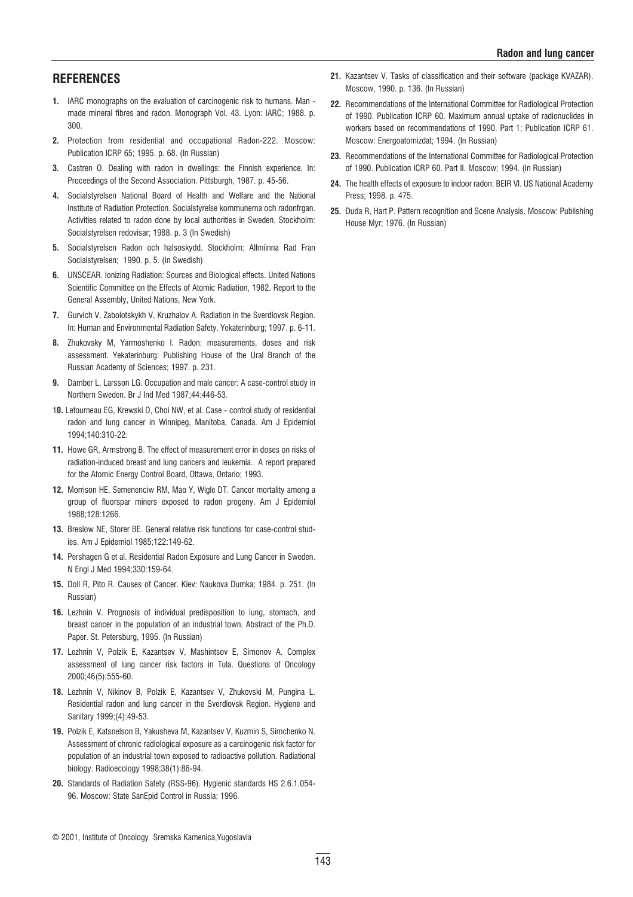## REFERENCES

1. IARC monographs on the evaluation of carcinogenic risk to humans. Man - made mineral fibres and radon. Monograph Vol. 43. Lyon: IARC; 1988. p. 300.
2. Protection from residential and occupational Radon-222. Moscow: Publication ICRP 65; 1995. p. 68. (In Russian)
3. Castren O. Dealing with radon in dwellings: the Finnish experience. In: Proceedings of the Second Association. Pittsburgh, 1987. p. 45-56.
4. Socialstyrelsen National Board of Health and Welfare and the National Institute of Radiation Protection. Socialstyrelse kommunerna och radonfrgan. Activities related to radon done by local authorities in Sweden. Stockholm: Socialstyrelsen redovisar; 1988. p. 3 (In Swedish)
5. Socialstyrelsen Radon och halsoskydd. Stockholm: Allmiinna Rad Fran Socialstyrelsen; 1990. p. 5. (In Swedish)
6. UNSCEAR. Ionizing Radiation: Sources and Biological effects. United Nations Scientific Committee on the Effects of Atomic Radiation, 1982. Report to the General Assembly, United Nations, New York.
7. Gurvich V, Zabolotskykh V, Kruzhalov A. Radiation in the Sverdlovsk Region. In: Human and Environmental Radiation Safety. Yekaterinburg; 1997. p. 6-11.
8. Zhukovsky M, Yarmoshenko I. Radon: measurements, doses and risk assessment. Yekaterinburg: Publishing House of the Ural Branch of the Russian Academy of Sciences; 1997. p. 231.
9. Damber L, Larsson LG. Occupation and male cancer: A case-control study in Northern Sweden. Br J Ind Med 1987;44:446-53.
10. Letourneau EG, Krewski D, Choi NW, et al. Case - control study of residential radon and lung cancer in Winnipeg, Manitoba, Canada. Am J Epidemiol 1994;140:310-22.
11. Howe GR, Armstrong B. The effect of measurement error in doses on risks of radiation-induced breast and lung cancers and leukemia. A report prepared for the Atomic Energy Control Board, Ottawa, Ontario; 1993.
12. Morrison HE, Semenenciw RM, Mao Y, Wigle DT. Cancer mortality among a group of fluorspar miners exposed to radon progeny. Am J Epidemiol 1988;128:1266.
13. Breslow NE, Storer BE. General relative risk functions for case-control studies. Am J Epidemiol 1985;122:149-62.
14. Pershagen G et al. Residential Radon Exposure and Lung Cancer in Sweden. N Engl J Med 1994;330:159-64.
15. Doll R, Pito R. Causes of Cancer. Kiev: Naukova Dumka; 1984. p. 251. (In Russian)
16. Lezhnin V. Prognosis of individual predisposition to lung, stomach, and breast cancer in the population of an industrial town. Abstract of the Ph.D. Paper. St. Petersburg, 1995. (In Russian)
17. Lezhnin V, Polzik E, Kazantsev V, Mashintsov E, Simonov A. Complex assessment of lung cancer risk factors in Tula. Questions of Oncology 2000;46(5):555-60.
18. Lezhnin V, Nikinov B, Polzik E, Kazantsev V, Zhukovski M, Pungina L. Residential radon and lung cancer in the Sverdlovsk Region. Hygiene and Sanitary 1999;(4):49-53.
19. Polzik E, Katsnelson B, Yakusheva M, Kazantsev V, Kuzmin S, Simchenko N. Assessment of chronic radiological exposure as a carcinogenic risk factor for population of an industrial town exposed to radioactive pollution. Radiational biology. Radioecology 1998;38(1):86-94.
20. Standards of Radiation Safety (RSS-96). Hygienic standards HS 2.6.1.054-96. Moscow: State SanEpid Control in Russia; 1996.
21. Kazantsev V. Tasks of classification and their software (package KVAZAR). Moscow, 1990. p. 136. (In Russian)
22. Recommendations of the International Committee for Radiological Protection of 1990. Publication ICRP 60. Maximum annual uptake of radionuclides in workers based on recommendations of 1990. Part 1; Publication ICRP 61. Moscow: Energoatomizdat; 1994. (In Russian)
23. Recommendations of the International Committee for Radiological Protection of 1990. Publication ICRP 60. Part II. Moscow; 1994. (In Russian)
24. The health effects of exposure to indoor radon: BEIR VI. US National Academy Press; 1998. p. 475.
25. Duda R, Hart P. Pattern recognition and Scene Analysis. Moscow: Publishing House Myr; 1976. (In Russian)